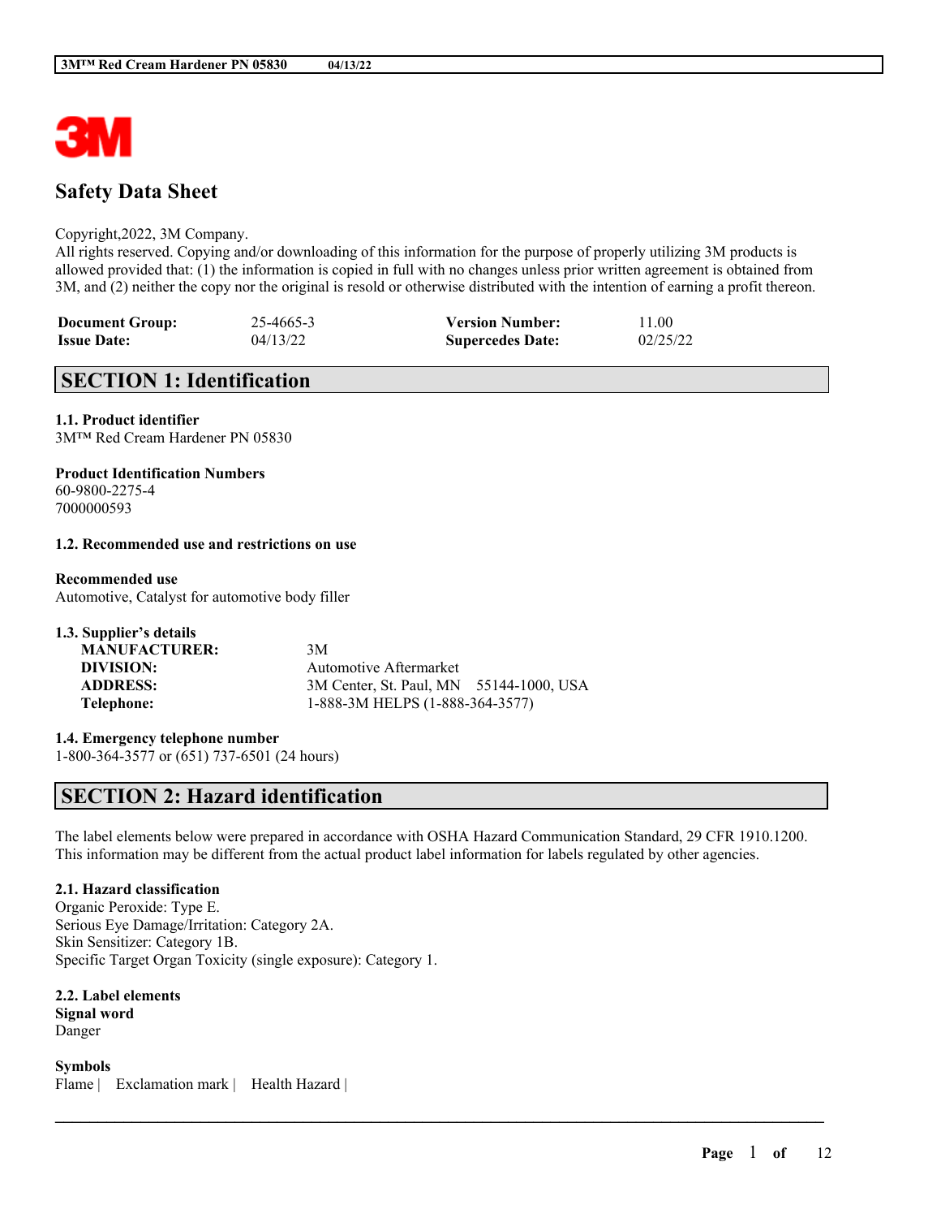# Safety Data Sheet

Copyright,2022, 3M Company.
All rights reserved. Copying and/or downloading of this information for the purpose of properly utilizing 3M products is allowed provided that: (1) the information is copied in full with no changes unless prior written agreement is obtained from 3M, and (2) neither the copy nor the original is resold or otherwise distributed with the intention of earning a profit thereon.

| | | | |
|---|---|---|---|
| **Document Group:** | 25-4665-3 | **Version Number:** | 11.00 |
| **Issue Date:** | 04/13/22 | **Supercedes Date:** | 02/25/22 |

## SECTION 1: Identification

**1.1. Product identifier**
3M™ Red Cream Hardener PN 05830

**Product Identification Numbers**
60-9800-2275-4
7000000593

**1.2. Recommended use and restrictions on use**

**Recommended use**
Automotive, Catalyst for automotive body filler

**1.3. Supplier's details**

| | |
|---|---|
| **MANUFACTURER:** | 3M |
| **DIVISION:** | Automotive Aftermarket |
| **ADDRESS:** | 3M Center, St. Paul, MN 55144-1000, USA |
| **Telephone:** | 1-888-3M HELPS (1-888-364-3577) |

**1.4. Emergency telephone number**
1-800-364-3577 or (651) 737-6501 (24 hours)

## SECTION 2: Hazard identification

The label elements below were prepared in accordance with OSHA Hazard Communication Standard, 29 CFR 1910.1200. This information may be different from the actual product label information for labels regulated by other agencies.

**2.1. Hazard classification**
Organic Peroxide: Type E.
Serious Eye Damage/Irritation: Category 2A.
Skin Sensitizer: Category 1B.
Specific Target Organ Toxicity (single exposure): Category 1.

**2.2. Label elements**
**Signal word**
Danger

**Symbols**
Flame | Exclamation mark | Health Hazard |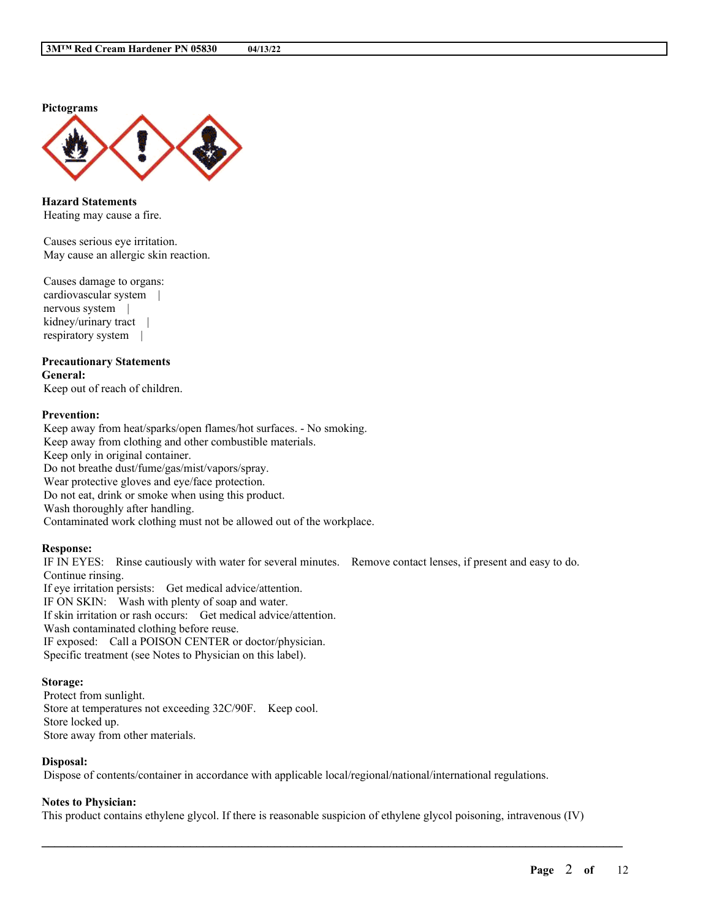**Pictograms**

**Hazard Statements**

Heating may cause a fire.

Causes serious eye irritation.
May cause an allergic skin reaction.

Causes damage to organs:
cardiovascular system |
nervous system |
kidney/urinary tract |
respiratory system |

**Precautionary Statements**

**General:**

Keep out of reach of children.

**Prevention:**

Keep away from heat/sparks/open flames/hot surfaces. - No smoking.
Keep away from clothing and other combustible materials.
Keep only in original container.
Do not breathe dust/fume/gas/mist/vapors/spray.
Wear protective gloves and eye/face protection.
Do not eat, drink or smoke when using this product.
Wash thoroughly after handling.
Contaminated work clothing must not be allowed out of the workplace.

**Response:**

IF IN EYES: Rinse cautiously with water for several minutes. Remove contact lenses, if present and easy to do. Continue rinsing.
If eye irritation persists: Get medical advice/attention.
IF ON SKIN: Wash with plenty of soap and water.
If skin irritation or rash occurs: Get medical advice/attention.
Wash contaminated clothing before reuse.
IF exposed: Call a POISON CENTER or doctor/physician.
Specific treatment (see Notes to Physician on this label).

**Storage:**

Protect from sunlight.
Store at temperatures not exceeding 32C/90F. Keep cool.
Store locked up.
Store away from other materials.

**Disposal:**

Dispose of contents/container in accordance with applicable local/regional/national/international regulations.

**Notes to Physician:**

This product contains ethylene glycol. If there is reasonable suspicion of ethylene glycol poisoning, intravenous (IV)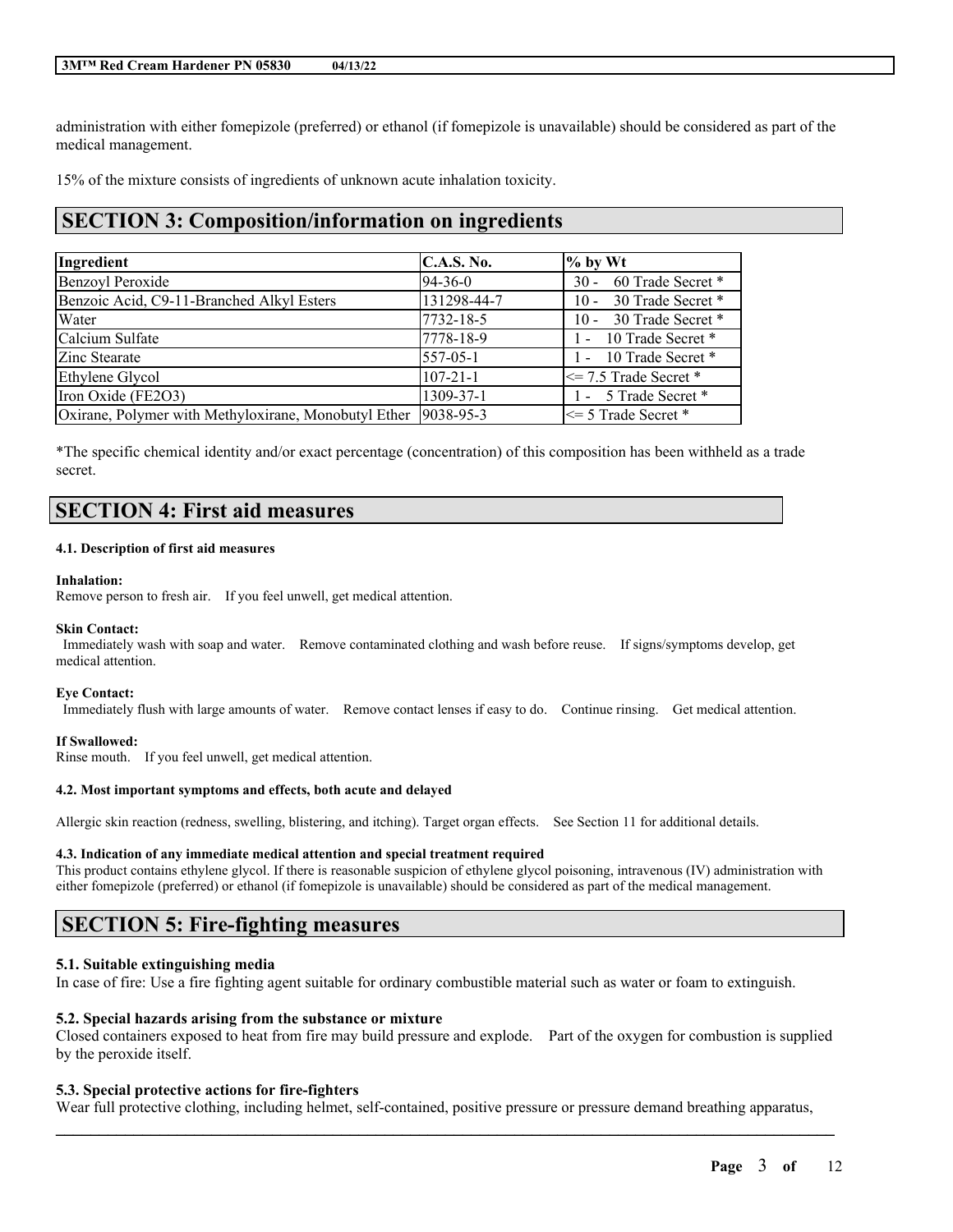administration with either fomepizole (preferred) or ethanol (if fomepizole is unavailable) should be considered as part of the medical management.

15% of the mixture consists of ingredients of unknown acute inhalation toxicity.

# SECTION 3: Composition/information on ingredients

| Ingredient | C.A.S. No. | % by Wt |
|---|---|---|
| Benzoyl Peroxide | 94-36-0 | 30 - 60 Trade Secret * |
| Benzoic Acid, C9-11-Branched Alkyl Esters | 131298-44-7 | 10 - 30 Trade Secret * |
| Water | 7732-18-5 | 10 - 30 Trade Secret * |
| Calcium Sulfate | 7778-18-9 | 1 - 10 Trade Secret * |
| Zinc Stearate | 557-05-1 | 1 - 10 Trade Secret * |
| Ethylene Glycol | 107-21-1 | <= 7.5 Trade Secret * |
| Iron Oxide (FE2O3) | 1309-37-1 | 1 - 5 Trade Secret * |
| Oxirane, Polymer with Methyloxirane, Monobutyl Ether | 9038-95-3 | <= 5 Trade Secret * |

*The specific chemical identity and/or exact percentage (concentration) of this composition has been withheld as a trade secret.

# SECTION 4: First aid measures

#### 4.1. Description of first aid measures

**Inhalation:**
Remove person to fresh air. If you feel unwell, get medical attention.

**Skin Contact:**
Immediately wash with soap and water. Remove contaminated clothing and wash before reuse. If signs/symptoms develop, get medical attention.

**Eye Contact:**
Immediately flush with large amounts of water. Remove contact lenses if easy to do. Continue rinsing. Get medical attention.

**If Swallowed:**
Rinse mouth. If you feel unwell, get medical attention.

#### 4.2. Most important symptoms and effects, both acute and delayed

Allergic skin reaction (redness, swelling, blistering, and itching). Target organ effects. See Section 11 for additional details.

#### 4.3. Indication of any immediate medical attention and special treatment required

This product contains ethylene glycol. If there is reasonable suspicion of ethylene glycol poisoning, intravenous (IV) administration with either fomepizole (preferred) or ethanol (if fomepizole is unavailable) should be considered as part of the medical management.

# SECTION 5: Fire-fighting measures

### 5.1. Suitable extinguishing media

In case of fire: Use a fire fighting agent suitable for ordinary combustible material such as water or foam to extinguish.

### 5.2. Special hazards arising from the substance or mixture

Closed containers exposed to heat from fire may build pressure and explode. Part of the oxygen for combustion is supplied by the peroxide itself.

### 5.3. Special protective actions for fire-fighters

Wear full protective clothing, including helmet, self-contained, positive pressure or pressure demand breathing apparatus,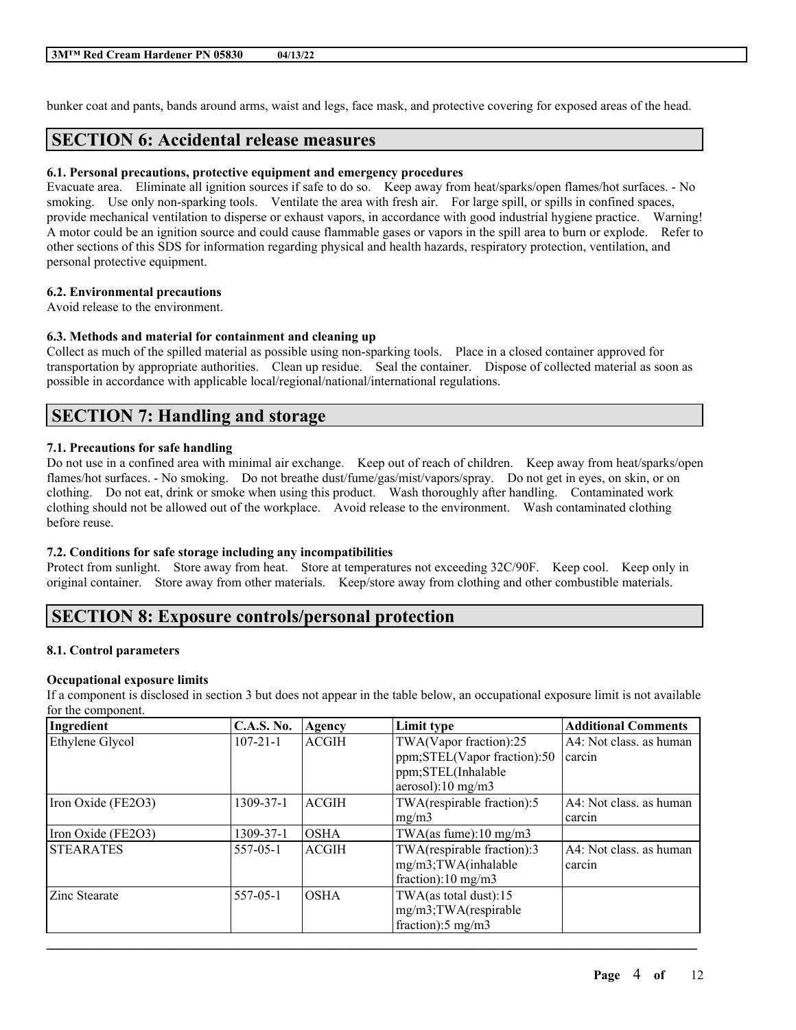bunker coat and pants, bands around arms, waist and legs, face mask, and protective covering for exposed areas of the head.

## SECTION 6: Accidental release measures

### 6.1. Personal precautions, protective equipment and emergency procedures

Evacuate area. Eliminate all ignition sources if safe to do so. Keep away from heat/sparks/open flames/hot surfaces. - No smoking. Use only non-sparking tools. Ventilate the area with fresh air. For large spill, or spills in confined spaces, provide mechanical ventilation to disperse or exhaust vapors, in accordance with good industrial hygiene practice. Warning! A motor could be an ignition source and could cause flammable gases or vapors in the spill area to burn or explode. Refer to other sections of this SDS for information regarding physical and health hazards, respiratory protection, ventilation, and personal protective equipment.

### 6.2. Environmental precautions

Avoid release to the environment.

### 6.3. Methods and material for containment and cleaning up

Collect as much of the spilled material as possible using non-sparking tools. Place in a closed container approved for transportation by appropriate authorities. Clean up residue. Seal the container. Dispose of collected material as soon as possible in accordance with applicable local/regional/national/international regulations.

## SECTION 7: Handling and storage

### 7.1. Precautions for safe handling

Do not use in a confined area with minimal air exchange. Keep out of reach of children. Keep away from heat/sparks/open flames/hot surfaces. - No smoking. Do not breathe dust/fume/gas/mist/vapors/spray. Do not get in eyes, on skin, or on clothing. Do not eat, drink or smoke when using this product. Wash thoroughly after handling. Contaminated work clothing should not be allowed out of the workplace. Avoid release to the environment. Wash contaminated clothing before reuse.

### 7.2. Conditions for safe storage including any incompatibilities

Protect from sunlight. Store away from heat. Store at temperatures not exceeding 32C/90F. Keep cool. Keep only in original container. Store away from other materials. Keep/store away from clothing and other combustible materials.

## SECTION 8: Exposure controls/personal protection

### 8.1. Control parameters

**Occupational exposure limits**

If a component is disclosed in section 3 but does not appear in the table below, an occupational exposure limit is not available for the component.

| Ingredient | C.A.S. No. | Agency | Limit type | Additional Comments |
|---|---|---|---|---|
| Ethylene Glycol | 107-21-1 | ACGIH | TWA(Vapor fraction):25 ppm;STEL(Vapor fraction):50 ppm;STEL(Inhalable aerosol):10 mg/m3 | A4: Not class. as human carcin |
| Iron Oxide (FE2O3) | 1309-37-1 | ACGIH | TWA(respirable fraction):5 mg/m3 | A4: Not class. as human carcin |
| Iron Oxide (FE2O3) | 1309-37-1 | OSHA | TWA(as fume):10 mg/m3 | |
| STEARATES | 557-05-1 | ACGIH | TWA(respirable fraction):3 mg/m3;TWA(inhalable fraction):10 mg/m3 | A4: Not class. as human carcin |
| Zinc Stearate | 557-05-1 | OSHA | TWA(as total dust):15 mg/m3;TWA(respirable fraction):5 mg/m3 | |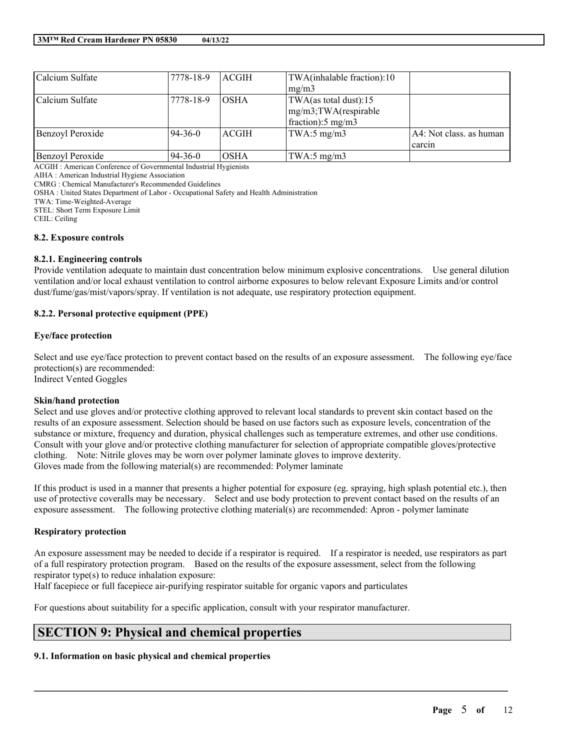| Calcium Sulfate | 7778-18-9 | ACGIH | TWA(inhalable fraction):10 mg/m3 | |
|---|---|---|---|---|
| Calcium Sulfate | 7778-18-9 | OSHA | TWA(as total dust):15 mg/m3;TWA(respirable fraction):5 mg/m3 | |
| Benzoyl Peroxide | 94-36-0 | ACGIH | TWA:5 mg/m3 | A4: Not class. as human carcin |
| Benzoyl Peroxide | 94-36-0 | OSHA | TWA:5 mg/m3 | |

ACGIH : American Conference of Governmental Industrial Hygienists
AIHA : American Industrial Hygiene Association
CMRG : Chemical Manufacturer's Recommended Guidelines
OSHA : United States Department of Labor - Occupational Safety and Health Administration
TWA: Time-Weighted-Average
STEL: Short Term Exposure Limit
CEIL: Ceiling

### 8.2. Exposure controls

#### 8.2.1. Engineering controls

Provide ventilation adequate to maintain dust concentration below minimum explosive concentrations. Use general dilution ventilation and/or local exhaust ventilation to control airborne exposures to below relevant Exposure Limits and/or control dust/fume/gas/mist/vapors/spray. If ventilation is not adequate, use respiratory protection equipment.

#### 8.2.2. Personal protective equipment (PPE)

**Eye/face protection**

Select and use eye/face protection to prevent contact based on the results of an exposure assessment. The following eye/face protection(s) are recommended:
Indirect Vented Goggles

**Skin/hand protection**

Select and use gloves and/or protective clothing approved to relevant local standards to prevent skin contact based on the results of an exposure assessment. Selection should be based on use factors such as exposure levels, concentration of the substance or mixture, frequency and duration, physical challenges such as temperature extremes, and other use conditions. Consult with your glove and/or protective clothing manufacturer for selection of appropriate compatible gloves/protective clothing. Note: Nitrile gloves may be worn over polymer laminate gloves to improve dexterity.
Gloves made from the following material(s) are recommended: Polymer laminate

If this product is used in a manner that presents a higher potential for exposure (eg. spraying, high splash potential etc.), then use of protective coveralls may be necessary. Select and use body protection to prevent contact based on the results of an exposure assessment. The following protective clothing material(s) are recommended: Apron - polymer laminate

**Respiratory protection**

An exposure assessment may be needed to decide if a respirator is required. If a respirator is needed, use respirators as part of a full respiratory protection program. Based on the results of the exposure assessment, select from the following respirator type(s) to reduce inhalation exposure:
Half facepiece or full facepiece air-purifying respirator suitable for organic vapors and particulates

For questions about suitability for a specific application, consult with your respirator manufacturer.

## SECTION 9: Physical and chemical properties

### 9.1. Information on basic physical and chemical properties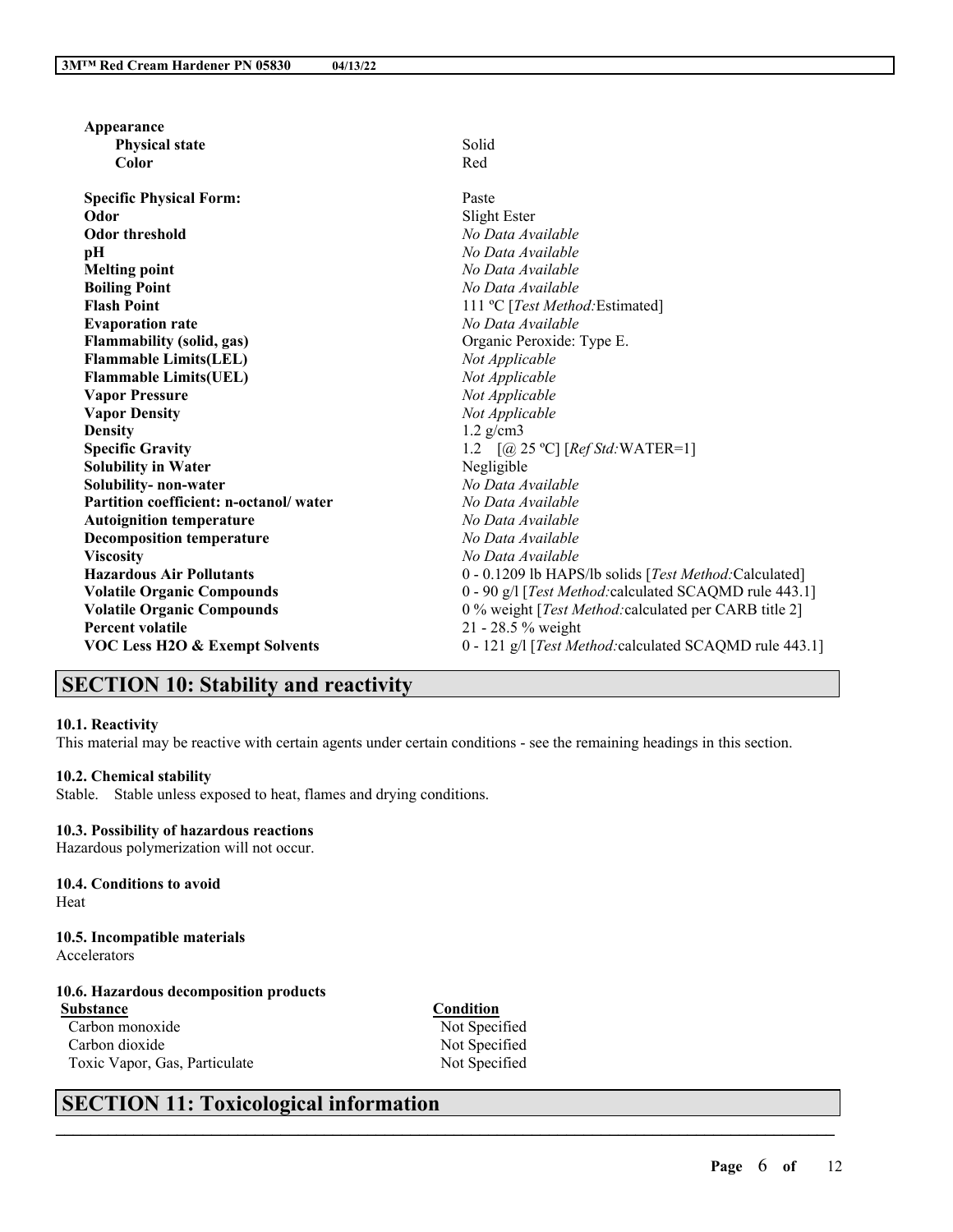| | |
|---|---|
| **Appearance** | |
| **Physical state** | Solid |
| **Color** | Red |
| **Specific Physical Form:** | Paste |
| **Odor** | Slight Ester |
| **Odor threshold** | *No Data Available* |
| **pH** | *No Data Available* |
| **Melting point** | *No Data Available* |
| **Boiling Point** | *No Data Available* |
| **Flash Point** | 111 ºC [*Test Method:*Estimated] |
| **Evaporation rate** | *No Data Available* |
| **Flammability (solid, gas)** | Organic Peroxide: Type E. |
| **Flammable Limits(LEL)** | *Not Applicable* |
| **Flammable Limits(UEL)** | *Not Applicable* |
| **Vapor Pressure** | *Not Applicable* |
| **Vapor Density** | *Not Applicable* |
| **Density** | 1.2 g/cm3 |
| **Specific Gravity** | 1.2 [@ 25 ºC] [*Ref Std:*WATER=1] |
| **Solubility in Water** | Negligible |
| **Solubility- non-water** | *No Data Available* |
| **Partition coefficient: n-octanol/ water** | *No Data Available* |
| **Autoignition temperature** | *No Data Available* |
| **Decomposition temperature** | *No Data Available* |
| **Viscosity** | *No Data Available* |
| **Hazardous Air Pollutants** | 0 - 0.1209 lb HAPS/lb solids [*Test Method:*Calculated] |
| **Volatile Organic Compounds** | 0 - 90 g/l [*Test Method:*calculated SCAQMD rule 443.1] |
| **Volatile Organic Compounds** | 0 % weight [*Test Method:*calculated per CARB title 2] |
| **Percent volatile** | 21 - 28.5 % weight |
| **VOC Less H2O & Exempt Solvents** | 0 - 121 g/l [*Test Method:*calculated SCAQMD rule 443.1] |

## SECTION 10: Stability and reactivity

**10.1. Reactivity**

This material may be reactive with certain agents under certain conditions - see the remaining headings in this section.

**10.2. Chemical stability**

Stable. Stable unless exposed to heat, flames and drying conditions.

**10.3. Possibility of hazardous reactions**

Hazardous polymerization will not occur.

**10.4. Conditions to avoid**

Heat

**10.5. Incompatible materials**

Accelerators

**10.6. Hazardous decomposition products**

| Substance | Condition |
|---|---|
| Carbon monoxide | Not Specified |
| Carbon dioxide | Not Specified |
| Toxic Vapor, Gas, Particulate | Not Specified |

## SECTION 11: Toxicological information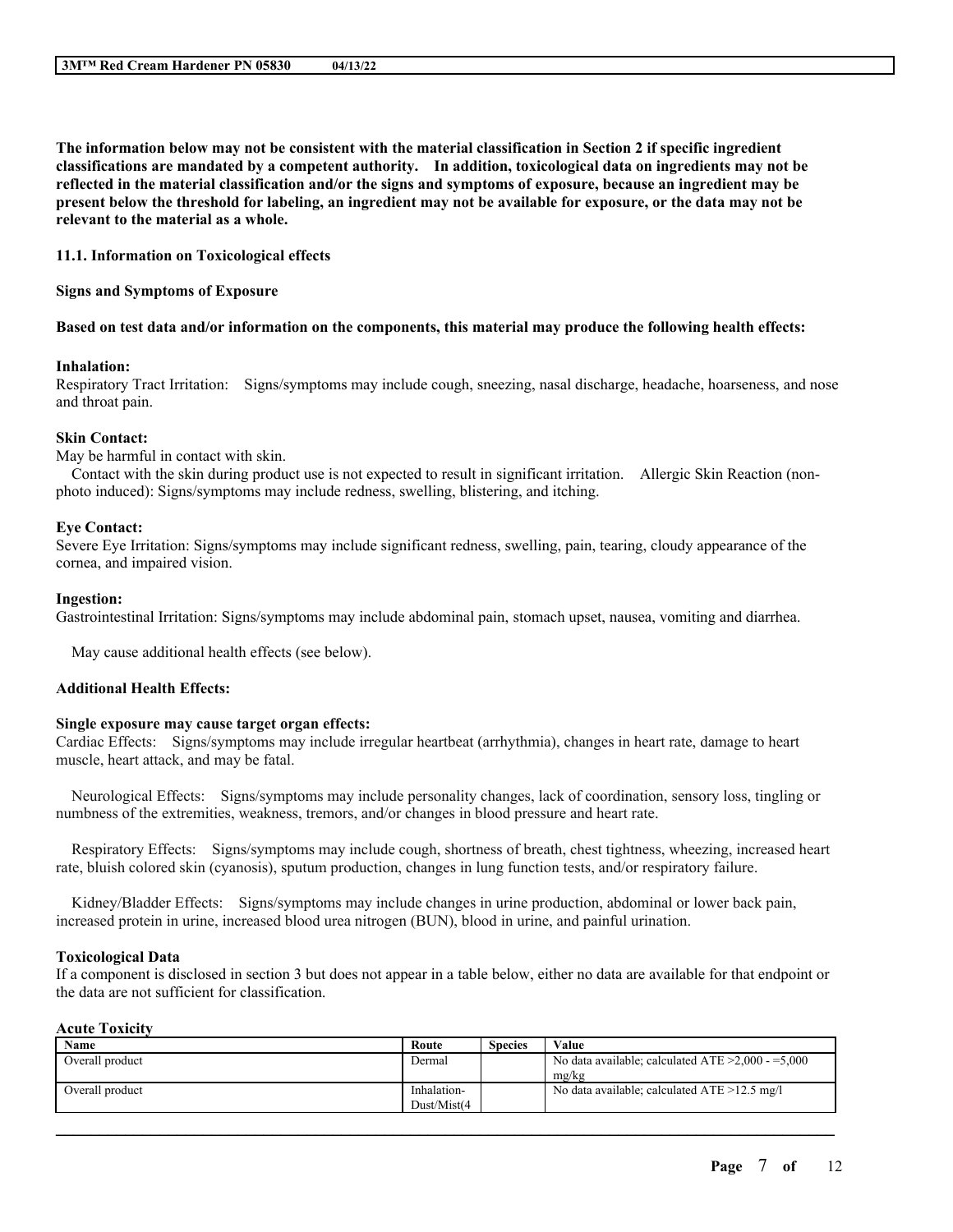**The information below may not be consistent with the material classification in Section 2 if specific ingredient classifications are mandated by a competent authority. In addition, toxicological data on ingredients may not be reflected in the material classification and/or the signs and symptoms of exposure, because an ingredient may be present below the threshold for labeling, an ingredient may not be available for exposure, or the data may not be relevant to the material as a whole.**

**11.1. Information on Toxicological effects**

**Signs and Symptoms of Exposure**

**Based on test data and/or information on the components, this material may produce the following health effects:**

**Inhalation:**
Respiratory Tract Irritation: Signs/symptoms may include cough, sneezing, nasal discharge, headache, hoarseness, and nose and throat pain.

**Skin Contact:**
May be harmful in contact with skin.
Contact with the skin during product use is not expected to result in significant irritation. Allergic Skin Reaction (non-photo induced): Signs/symptoms may include redness, swelling, blistering, and itching.

**Eye Contact:**
Severe Eye Irritation: Signs/symptoms may include significant redness, swelling, pain, tearing, cloudy appearance of the cornea, and impaired vision.

**Ingestion:**
Gastrointestinal Irritation: Signs/symptoms may include abdominal pain, stomach upset, nausea, vomiting and diarrhea.

May cause additional health effects (see below).

**Additional Health Effects:**

**Single exposure may cause target organ effects:**
Cardiac Effects: Signs/symptoms may include irregular heartbeat (arrhythmia), changes in heart rate, damage to heart muscle, heart attack, and may be fatal.

Neurological Effects: Signs/symptoms may include personality changes, lack of coordination, sensory loss, tingling or numbness of the extremities, weakness, tremors, and/or changes in blood pressure and heart rate.

Respiratory Effects: Signs/symptoms may include cough, shortness of breath, chest tightness, wheezing, increased heart rate, bluish colored skin (cyanosis), sputum production, changes in lung function tests, and/or respiratory failure.

Kidney/Bladder Effects: Signs/symptoms may include changes in urine production, abdominal or lower back pain, increased protein in urine, increased blood urea nitrogen (BUN), blood in urine, and painful urination.

**Toxicological Data**
If a component is disclosed in section 3 but does not appear in a table below, either no data are available for that endpoint or the data are not sufficient for classification.

**Acute Toxicity**

| Name | Route | Species | Value |
|---|---|---|---|
| Overall product | Dermal | | No data available; calculated ATE >2,000 - =5,000 mg/kg |
| Overall product | Inhalation-Dust/Mist(4 | | No data available; calculated ATE >12.5 mg/l |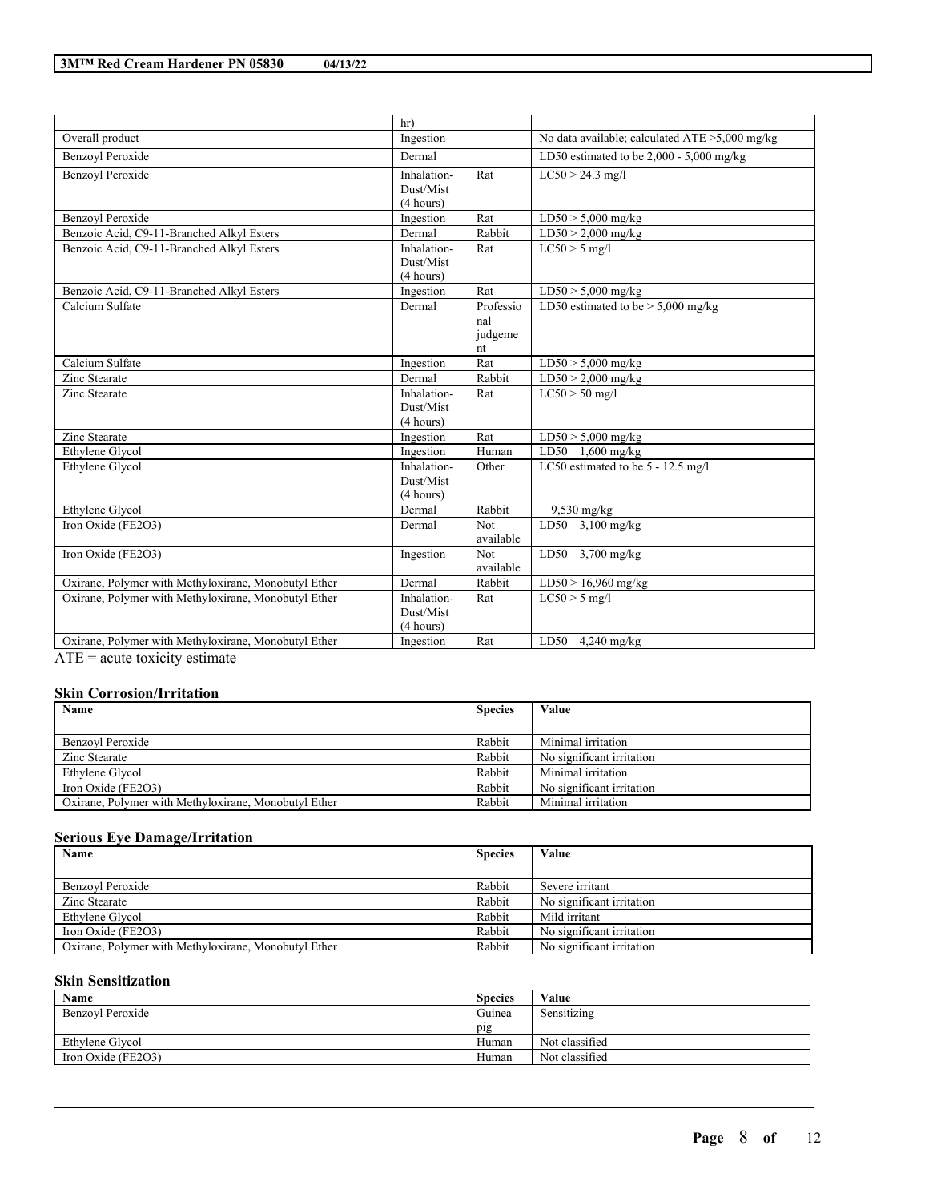| | hr) | | |
|---|---|---|---|
| Overall product | Ingestion | | No data available; calculated ATE >5,000 mg/kg |
| Benzoyl Peroxide | Dermal | | LD50 estimated to be 2,000 - 5,000 mg/kg |
| Benzoyl Peroxide | Inhalation-Dust/Mist (4 hours) | Rat | LC50 > 24.3 mg/l |
| Benzoyl Peroxide | Ingestion | Rat | LD50 > 5,000 mg/kg |
| Benzoic Acid, C9-11-Branched Alkyl Esters | Dermal | Rabbit | LD50 > 2,000 mg/kg |
| Benzoic Acid, C9-11-Branched Alkyl Esters | Inhalation-Dust/Mist (4 hours) | Rat | LC50 > 5 mg/l |
| Benzoic Acid, C9-11-Branched Alkyl Esters | Ingestion | Rat | LD50 > 5,000 mg/kg |
| Calcium Sulfate | Dermal | Professional judgement | LD50 estimated to be > 5,000 mg/kg |
| Calcium Sulfate | Ingestion | Rat | LD50 > 5,000 mg/kg |
| Zinc Stearate | Dermal | Rabbit | LD50 > 2,000 mg/kg |
| Zinc Stearate | Inhalation-Dust/Mist (4 hours) | Rat | LC50 > 50 mg/l |
| Zinc Stearate | Ingestion | Rat | LD50 > 5,000 mg/kg |
| Ethylene Glycol | Ingestion | Human | LD50 1,600 mg/kg |
| Ethylene Glycol | Inhalation-Dust/Mist (4 hours) | Other | LC50 estimated to be 5 - 12.5 mg/l |
| Ethylene Glycol | Dermal | Rabbit | 9,530 mg/kg |
| Iron Oxide (FE2O3) | Dermal | Not available | LD50 3,100 mg/kg |
| Iron Oxide (FE2O3) | Ingestion | Not available | LD50 3,700 mg/kg |
| Oxirane, Polymer with Methyloxirane, Monobutyl Ether | Dermal | Rabbit | LD50 > 16,960 mg/kg |
| Oxirane, Polymer with Methyloxirane, Monobutyl Ether | Inhalation-Dust/Mist (4 hours) | Rat | LC50 > 5 mg/l |
| Oxirane, Polymer with Methyloxirane, Monobutyl Ether | Ingestion | Rat | LD50 4,240 mg/kg |

ATE = acute toxicity estimate

### Skin Corrosion/Irritation

| Name | Species | Value |
|---|---|---|
| Benzoyl Peroxide | Rabbit | Minimal irritation |
| Zinc Stearate | Rabbit | No significant irritation |
| Ethylene Glycol | Rabbit | Minimal irritation |
| Iron Oxide (FE2O3) | Rabbit | No significant irritation |
| Oxirane, Polymer with Methyloxirane, Monobutyl Ether | Rabbit | Minimal irritation |

### Serious Eye Damage/Irritation

| Name | Species | Value |
|---|---|---|
| Benzoyl Peroxide | Rabbit | Severe irritant |
| Zinc Stearate | Rabbit | No significant irritation |
| Ethylene Glycol | Rabbit | Mild irritant |
| Iron Oxide (FE2O3) | Rabbit | No significant irritation |
| Oxirane, Polymer with Methyloxirane, Monobutyl Ether | Rabbit | No significant irritation |

### Skin Sensitization

| Name | Species | Value |
|---|---|---|
| Benzoyl Peroxide | Guinea pig | Sensitizing |
| Ethylene Glycol | Human | Not classified |
| Iron Oxide (FE2O3) | Human | Not classified |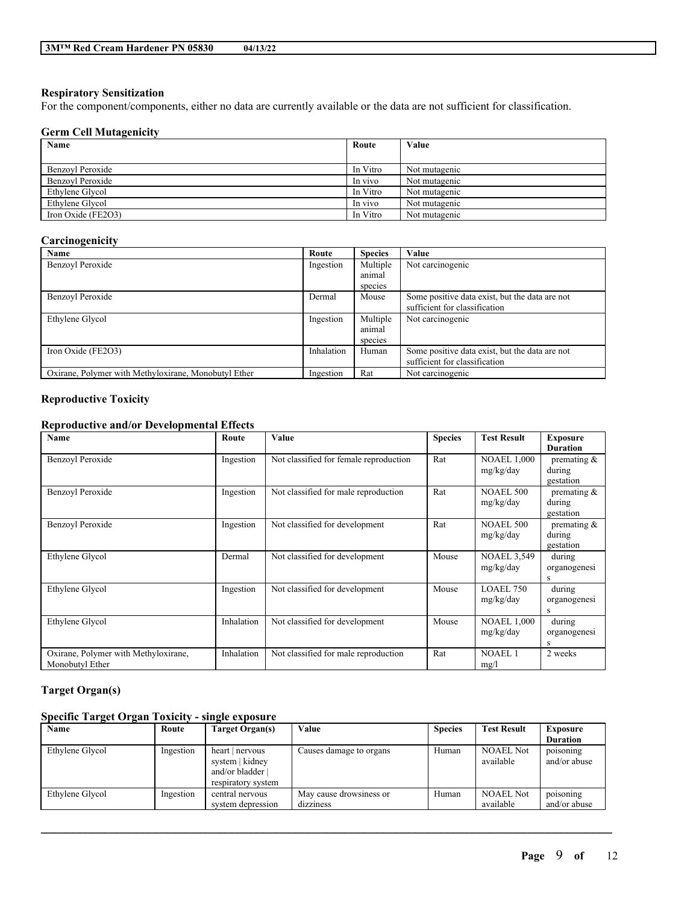### Respiratory Sensitization

For the component/components, either no data are currently available or the data are not sufficient for classification.

### Germ Cell Mutagenicity

| Name | Route | Value |
|---|---|---|
| Benzoyl Peroxide | In Vitro | Not mutagenic |
| Benzoyl Peroxide | In vivo | Not mutagenic |
| Ethylene Glycol | In Vitro | Not mutagenic |
| Ethylene Glycol | In vivo | Not mutagenic |
| Iron Oxide (FE2O3) | In Vitro | Not mutagenic |

### Carcinogenicity

| Name | Route | Species | Value |
|---|---|---|---|
| Benzoyl Peroxide | Ingestion | Multiple animal species | Not carcinogenic |
| Benzoyl Peroxide | Dermal | Mouse | Some positive data exist, but the data are not sufficient for classification |
| Ethylene Glycol | Ingestion | Multiple animal species | Not carcinogenic |
| Iron Oxide (FE2O3) | Inhalation | Human | Some positive data exist, but the data are not sufficient for classification |
| Oxirane, Polymer with Methyloxirane, Monobutyl Ether | Ingestion | Rat | Not carcinogenic |

### Reproductive Toxicity

### Reproductive and/or Developmental Effects

| Name | Route | Value | Species | Test Result | Exposure Duration |
|---|---|---|---|---|---|
| Benzoyl Peroxide | Ingestion | Not classified for female reproduction | Rat | NOAEL 1,000 mg/kg/day | premating & during gestation |
| Benzoyl Peroxide | Ingestion | Not classified for male reproduction | Rat | NOAEL 500 mg/kg/day | premating & during gestation |
| Benzoyl Peroxide | Ingestion | Not classified for development | Rat | NOAEL 500 mg/kg/day | premating & during gestation |
| Ethylene Glycol | Dermal | Not classified for development | Mouse | NOAEL 3,549 mg/kg/day | during organogenesis |
| Ethylene Glycol | Ingestion | Not classified for development | Mouse | LOAEL 750 mg/kg/day | during organogenesis |
| Ethylene Glycol | Inhalation | Not classified for development | Mouse | NOAEL 1,000 mg/kg/day | during organogenesis |
| Oxirane, Polymer with Methyloxirane, Monobutyl Ether | Inhalation | Not classified for male reproduction | Rat | NOAEL 1 mg/l | 2 weeks |

### Target Organ(s)

### Specific Target Organ Toxicity - single exposure

| Name | Route | Target Organ(s) | Value | Species | Test Result | Exposure Duration |
|---|---|---|---|---|---|---|
| Ethylene Glycol | Ingestion | heart \| nervous system \| kidney and/or bladder \| respiratory system | Causes damage to organs | Human | NOAEL Not available | poisoning and/or abuse |
| Ethylene Glycol | Ingestion | central nervous system depression | May cause drowsiness or dizziness | Human | NOAEL Not available | poisoning and/or abuse |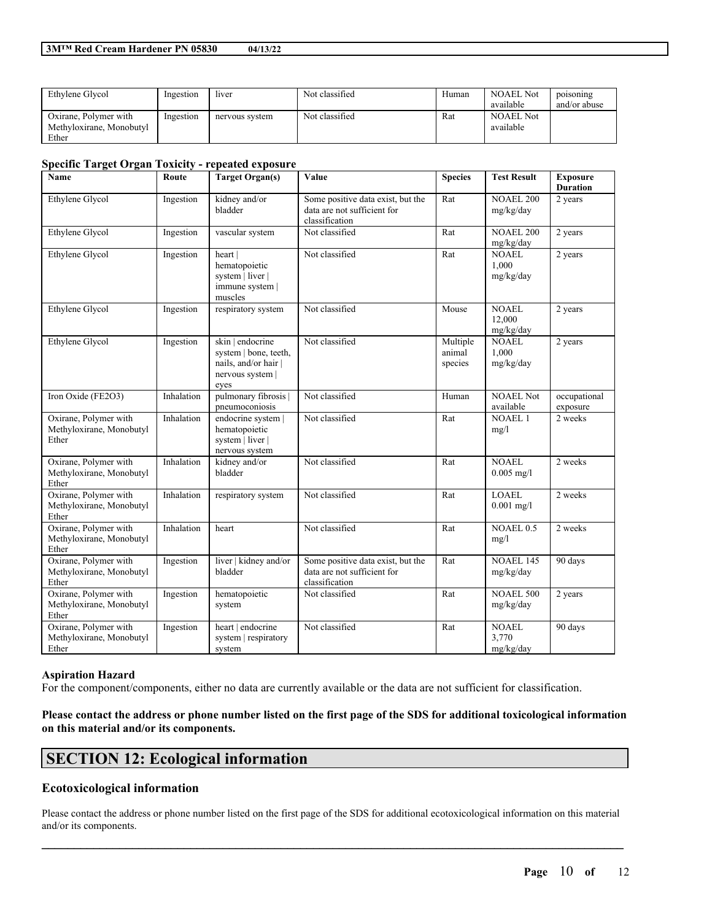| Ethylene Glycol | Ingestion | liver | Not classified | Human | NOAEL Not available | poisoning and/or abuse |
|---|---|---|---|---|---|---|
| Oxirane, Polymer with Methyloxirane, Monobutyl Ether | Ingestion | nervous system | Not classified | Rat | NOAEL Not available | |

### Specific Target Organ Toxicity - repeated exposure

| Name | Route | Target Organ(s) | Value | Species | Test Result | Exposure Duration |
|---|---|---|---|---|---|---|
| Ethylene Glycol | Ingestion | kidney and/or bladder | Some positive data exist, but the data are not sufficient for classification | Rat | NOAEL 200 mg/kg/day | 2 years |
| Ethylene Glycol | Ingestion | vascular system | Not classified | Rat | NOAEL 200 mg/kg/day | 2 years |
| Ethylene Glycol | Ingestion | heart \| hematopoietic system \| liver \| immune system \| muscles | Not classified | Rat | NOAEL 1,000 mg/kg/day | 2 years |
| Ethylene Glycol | Ingestion | respiratory system | Not classified | Mouse | NOAEL 12,000 mg/kg/day | 2 years |
| Ethylene Glycol | Ingestion | skin \| endocrine system \| bone, teeth, nails, and/or hair \| nervous system \| eyes | Not classified | Multiple animal species | NOAEL 1,000 mg/kg/day | 2 years |
| Iron Oxide (FE2O3) | Inhalation | pulmonary fibrosis \| pneumoconiosis | Not classified | Human | NOAEL Not available | occupational exposure |
| Oxirane, Polymer with Methyloxirane, Monobutyl Ether | Inhalation | endocrine system \| hematopoietic system \| liver \| nervous system | Not classified | Rat | NOAEL 1 mg/l | 2 weeks |
| Oxirane, Polymer with Methyloxirane, Monobutyl Ether | Inhalation | kidney and/or bladder | Not classified | Rat | NOAEL 0.005 mg/l | 2 weeks |
| Oxirane, Polymer with Methyloxirane, Monobutyl Ether | Inhalation | respiratory system | Not classified | Rat | LOAEL 0.001 mg/l | 2 weeks |
| Oxirane, Polymer with Methyloxirane, Monobutyl Ether | Inhalation | heart | Not classified | Rat | NOAEL 0.5 mg/l | 2 weeks |
| Oxirane, Polymer with Methyloxirane, Monobutyl Ether | Ingestion | liver \| kidney and/or bladder | Some positive data exist, but the data are not sufficient for classification | Rat | NOAEL 145 mg/kg/day | 90 days |
| Oxirane, Polymer with Methyloxirane, Monobutyl Ether | Ingestion | hematopoietic system | Not classified | Rat | NOAEL 500 mg/kg/day | 2 years |
| Oxirane, Polymer with Methyloxirane, Monobutyl Ether | Ingestion | heart \| endocrine system \| respiratory system | Not classified | Rat | NOAEL 3,770 mg/kg/day | 90 days |

### Aspiration Hazard

For the component/components, either no data are currently available or the data are not sufficient for classification.

**Please contact the address or phone number listed on the first page of the SDS for additional toxicological information on this material and/or its components.**

## SECTION 12: Ecological information

### Ecotoxicological information

Please contact the address or phone number listed on the first page of the SDS for additional ecotoxicological information on this material and/or its components.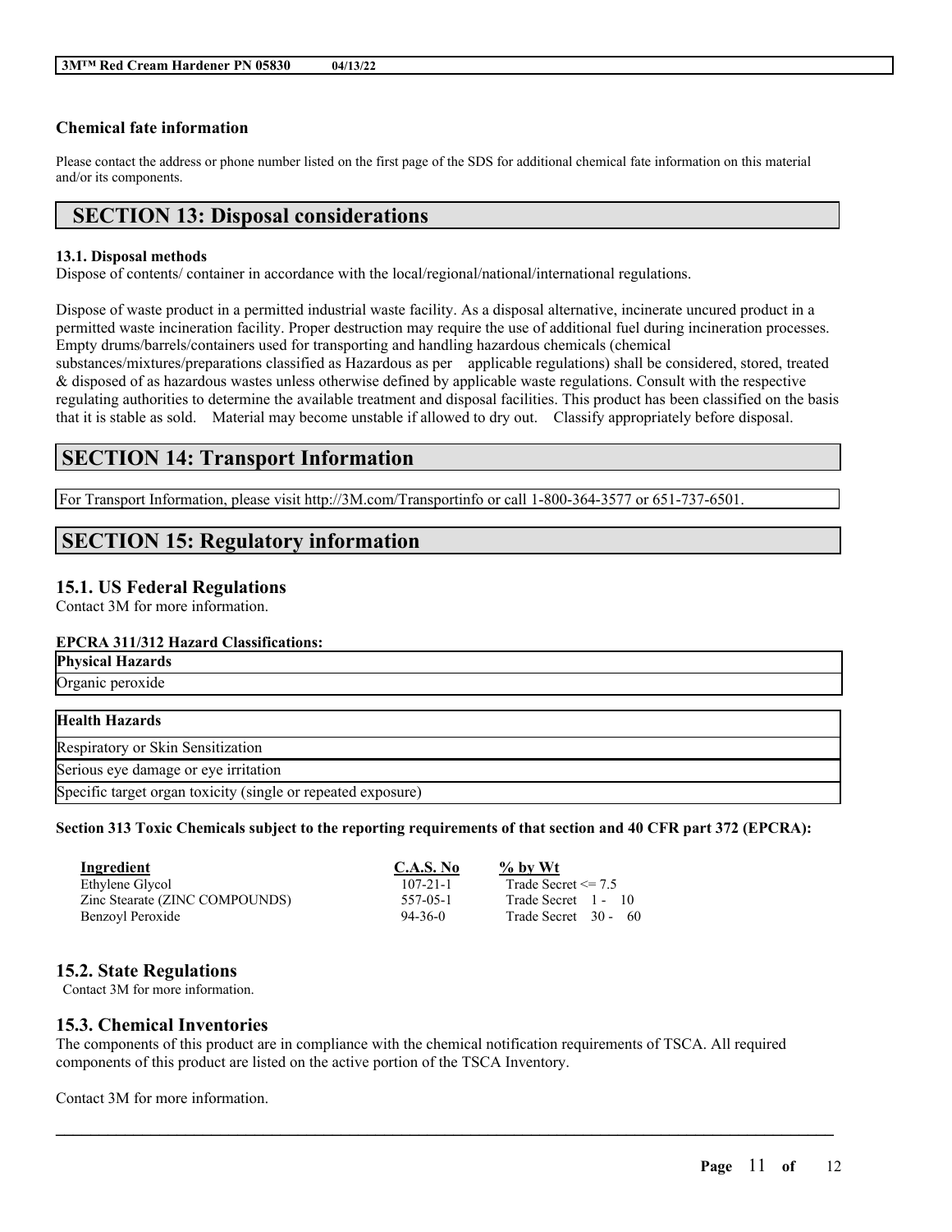### Chemical fate information

Please contact the address or phone number listed on the first page of the SDS for additional chemical fate information on this material and/or its components.

## SECTION 13: Disposal considerations

**13.1. Disposal methods**

Dispose of contents/ container in accordance with the local/regional/national/international regulations.

Dispose of waste product in a permitted industrial waste facility. As a disposal alternative, incinerate uncured product in a permitted waste incineration facility. Proper destruction may require the use of additional fuel during incineration processes. Empty drums/barrels/containers used for transporting and handling hazardous chemicals (chemical substances/mixtures/preparations classified as Hazardous as per applicable regulations) shall be considered, stored, treated & disposed of as hazardous wastes unless otherwise defined by applicable waste regulations. Consult with the respective regulating authorities to determine the available treatment and disposal facilities. This product has been classified on the basis that it is stable as sold. Material may become unstable if allowed to dry out. Classify appropriately before disposal.

## SECTION 14: Transport Information

For Transport Information, please visit http://3M.com/Transportinfo or call 1-800-364-3577 or 651-737-6501.

## SECTION 15: Regulatory information

### 15.1. US Federal Regulations

Contact 3M for more information.

**EPCRA 311/312 Hazard Classifications:**

| Physical Hazards |
|---|
| Organic peroxide |

| Health Hazards |
|---|
| Respiratory or Skin Sensitization |
| Serious eye damage or eye irritation |
| Specific target organ toxicity (single or repeated exposure) |

**Section 313 Toxic Chemicals subject to the reporting requirements of that section and 40 CFR part 372 (EPCRA):**

| Ingredient | C.A.S. No | % by Wt |
|---|---|---|
| Ethylene Glycol | 107-21-1 | Trade Secret <= 7.5 |
| Zinc Stearate (ZINC COMPOUNDS) | 557-05-1 | Trade Secret 1 - 10 |
| Benzoyl Peroxide | 94-36-0 | Trade Secret 30 - 60 |

### 15.2. State Regulations

Contact 3M for more information.

### 15.3. Chemical Inventories

The components of this product are in compliance with the chemical notification requirements of TSCA. All required components of this product are listed on the active portion of the TSCA Inventory.

Contact 3M for more information.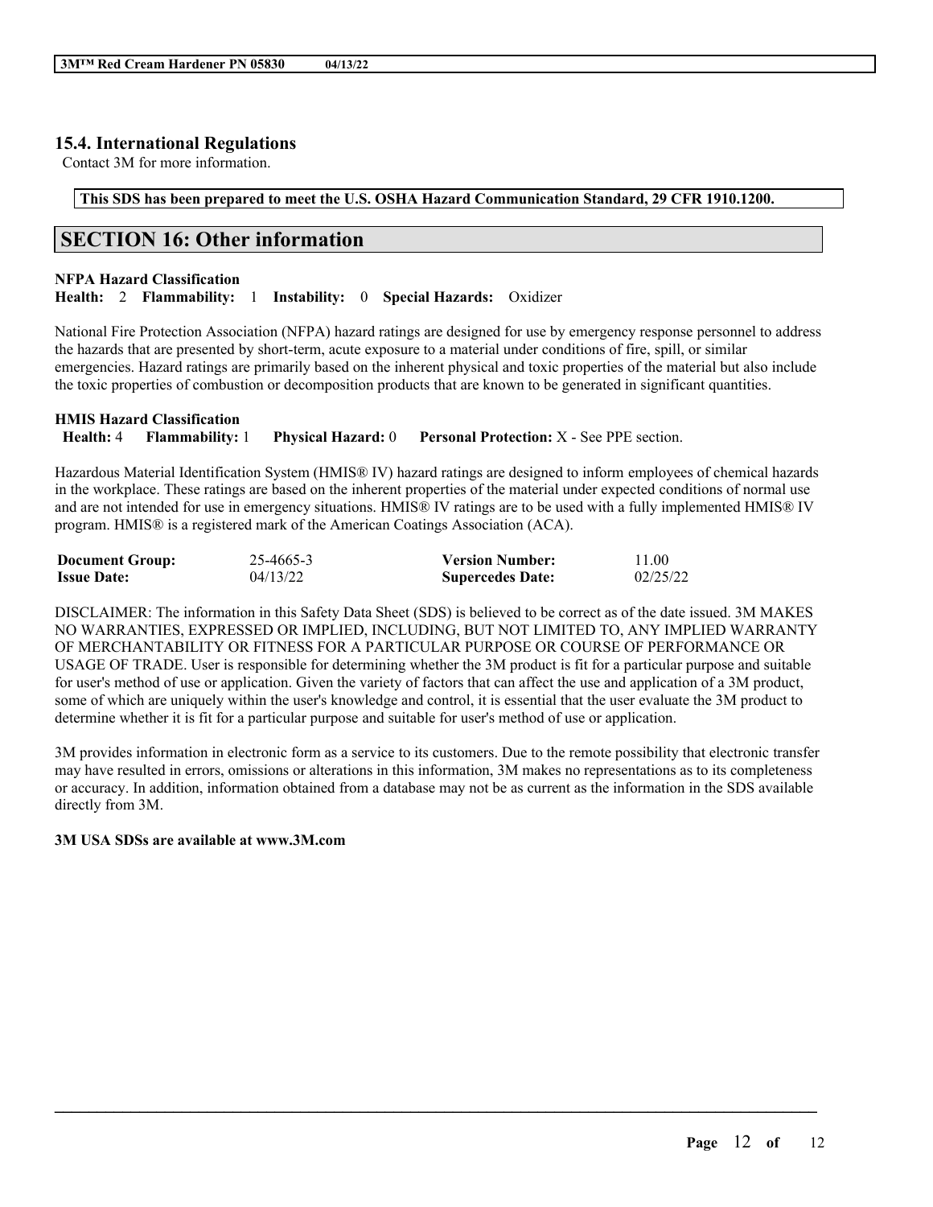### 15.4. International Regulations

Contact 3M for more information.

**This SDS has been prepared to meet the U.S. OSHA Hazard Communication Standard, 29 CFR 1910.1200.**

## SECTION 16: Other information

**NFPA Hazard Classification**
**Health:** 2 **Flammability:** 1 **Instability:** 0 **Special Hazards:** Oxidizer

National Fire Protection Association (NFPA) hazard ratings are designed for use by emergency response personnel to address the hazards that are presented by short-term, acute exposure to a material under conditions of fire, spill, or similar emergencies. Hazard ratings are primarily based on the inherent physical and toxic properties of the material but also include the toxic properties of combustion or decomposition products that are known to be generated in significant quantities.

**HMIS Hazard Classification**
**Health:** 4 **Flammability:** 1 **Physical Hazard:** 0 **Personal Protection:** X - See PPE section.

Hazardous Material Identification System (HMIS® IV) hazard ratings are designed to inform employees of chemical hazards in the workplace. These ratings are based on the inherent properties of the material under expected conditions of normal use and are not intended for use in emergency situations. HMIS® IV ratings are to be used with a fully implemented HMIS® IV program. HMIS® is a registered mark of the American Coatings Association (ACA).

| | | | |
|---|---|---|---|
| **Document Group:** | 25-4665-3 | **Version Number:** | 11.00 |
| **Issue Date:** | 04/13/22 | **Supercedes Date:** | 02/25/22 |

DISCLAIMER: The information in this Safety Data Sheet (SDS) is believed to be correct as of the date issued. 3M MAKES NO WARRANTIES, EXPRESSED OR IMPLIED, INCLUDING, BUT NOT LIMITED TO, ANY IMPLIED WARRANTY OF MERCHANTABILITY OR FITNESS FOR A PARTICULAR PURPOSE OR COURSE OF PERFORMANCE OR USAGE OF TRADE. User is responsible for determining whether the 3M product is fit for a particular purpose and suitable for user's method of use or application. Given the variety of factors that can affect the use and application of a 3M product, some of which are uniquely within the user's knowledge and control, it is essential that the user evaluate the 3M product to determine whether it is fit for a particular purpose and suitable for user's method of use or application.

3M provides information in electronic form as a service to its customers. Due to the remote possibility that electronic transfer may have resulted in errors, omissions or alterations in this information, 3M makes no representations as to its completeness or accuracy. In addition, information obtained from a database may not be as current as the information in the SDS available directly from 3M.

**3M USA SDSs are available at www.3M.com**